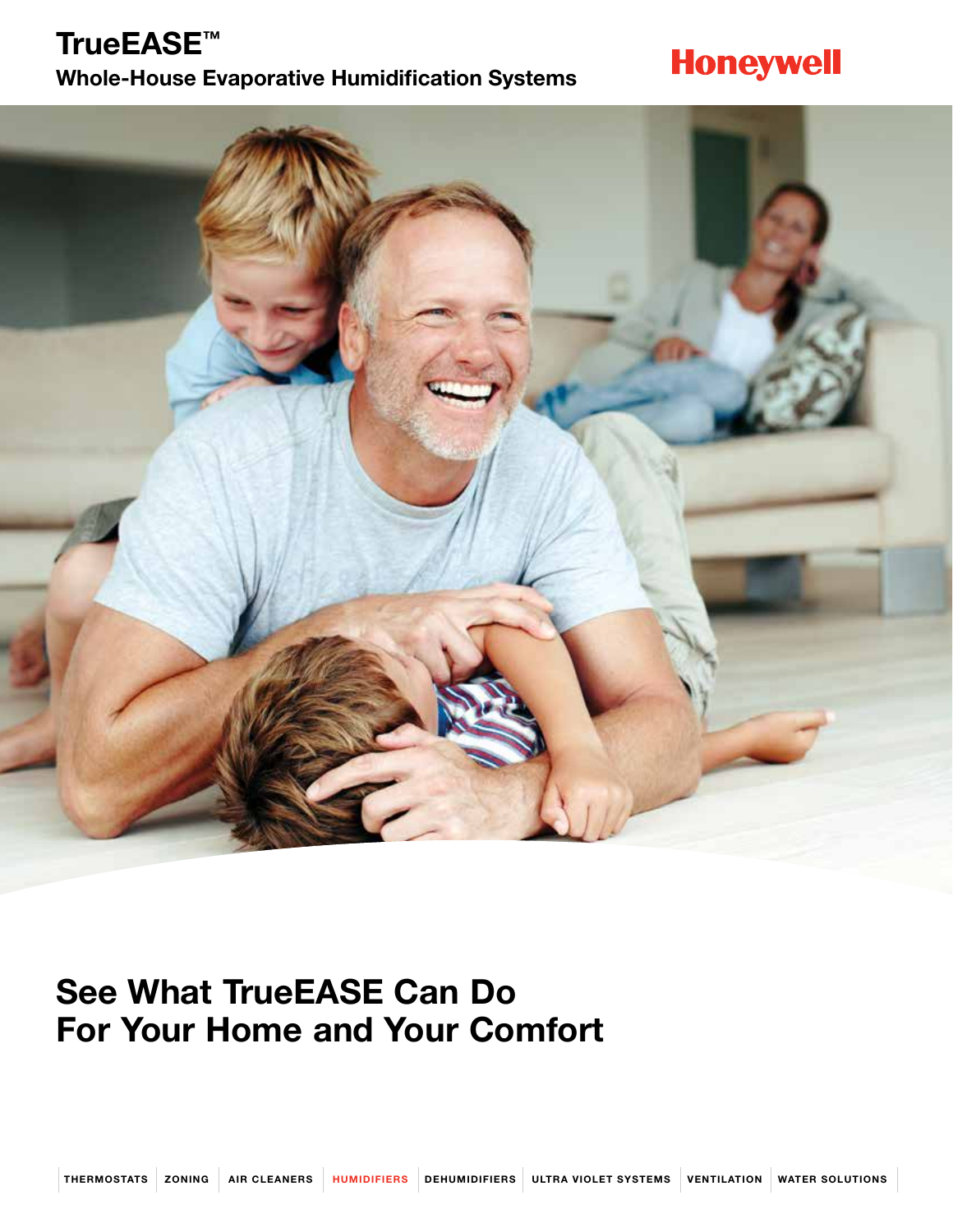# TrueEASE™

**Whole-House Evaporative Humidification Systems**

Honeywell

## See What TrueEASE Can Do For Your Home and Your Comfort

THERMOSTATS | ZONING | AIR CLEANERS | HUMIDIFIERS | DEHUMIDIFIERS | ULTRA VIOLET SYSTEMS | VENTILATION | WATER SOLUTIONS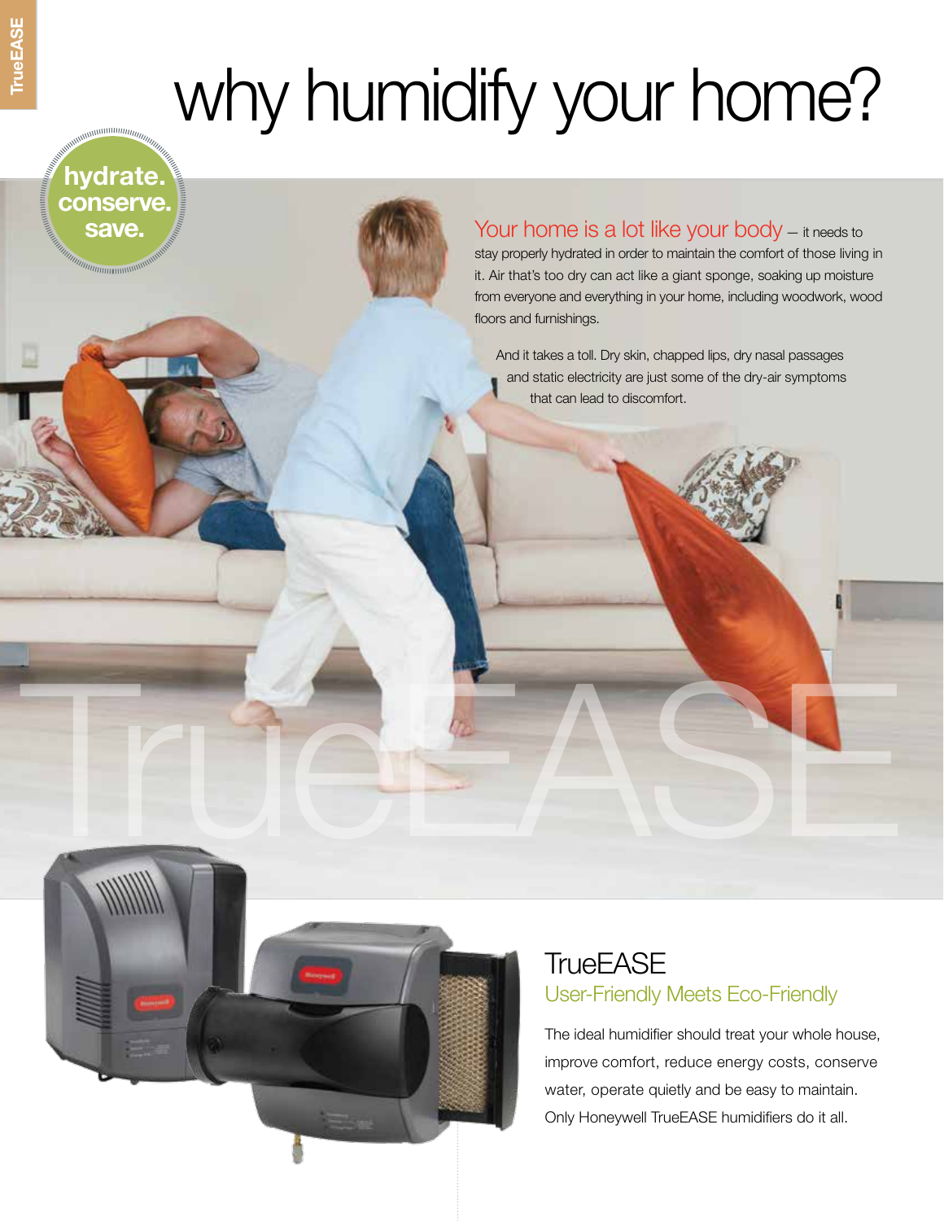# why humidify your home?

**hydrate. conserve. save.**

Your home is a lot like your body — it needs to stay properly hydrated in order to maintain the comfort of those living in it. Air that's too dry can act like a giant sponge, soaking up moisture from everyone and everything in your home, including woodwork, wood floors and furnishings.

And it takes a toll. Dry skin, chapped lips, dry nasal passages and static electricity are just some of the dry-air symptoms that can lead to discomfort.

## TrueEASE

### User-Friendly Meets Eco-Friendly

The ideal humidifier should treat your whole house, improve comfort, reduce energy costs, conserve water, operate quietly and be easy to maintain. Only Honeywell TrueEASE humidifiers do it all.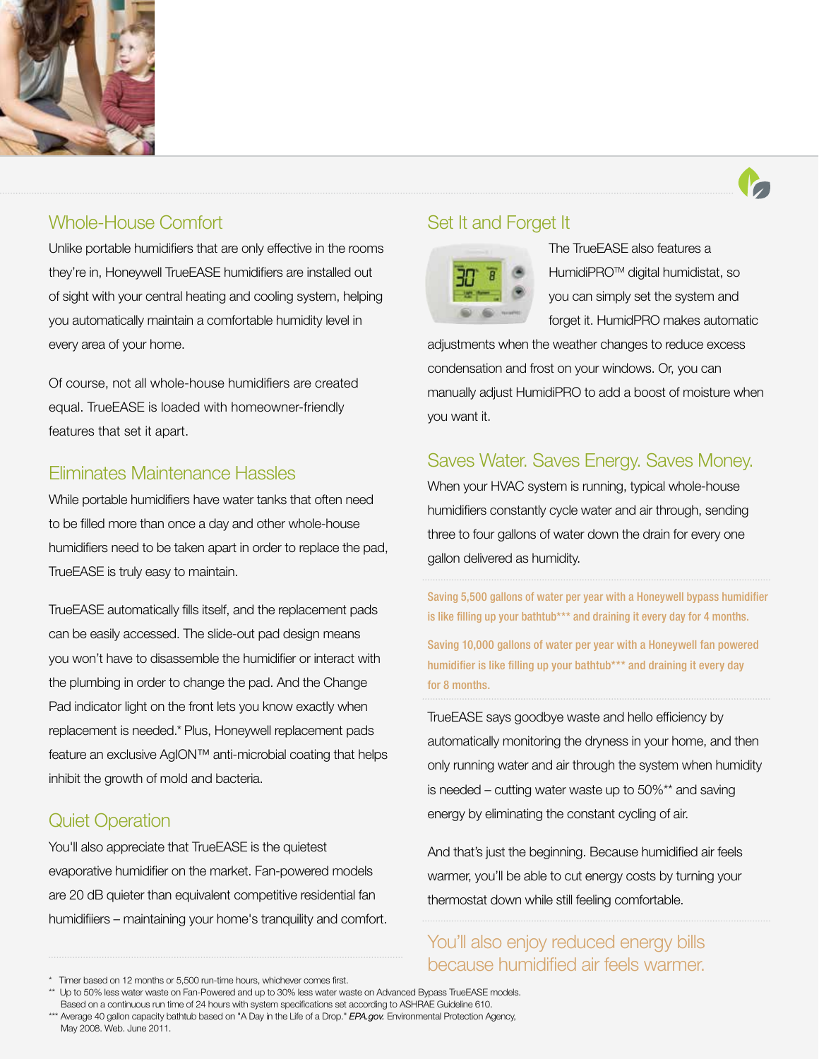## Whole-House Comfort

Unlike portable humidifiers that are only effective in the rooms they're in, Honeywell TrueEASE humidifiers are installed out of sight with your central heating and cooling system, helping you automatically maintain a comfortable humidity level in every area of your home.

Of course, not all whole-house humidifiers are created equal. TrueEASE is loaded with homeowner-friendly features that set it apart.

## Eliminates Maintenance Hassles

While portable humidifiers have water tanks that often need to be filled more than once a day and other whole-house humidifiers need to be taken apart in order to replace the pad, TrueEASE is truly easy to maintain.

TrueEASE automatically fills itself, and the replacement pads can be easily accessed. The slide-out pad design means you won't have to disassemble the humidifier or interact with the plumbing in order to change the pad. And the Change Pad indicator light on the front lets you know exactly when replacement is needed.* Plus, Honeywell replacement pads feature an exclusive AgION™ anti-microbial coating that helps inhibit the growth of mold and bacteria.

## Quiet Operation

You'll also appreciate that TrueEASE is the quietest evaporative humidifier on the market. Fan-powered models are 20 dB quieter than equivalent competitive residential fan humidifiiers – maintaining your home's tranquility and comfort.

## Set It and Forget It

The TrueEASE also features a HumidiPRO™ digital humidistat, so you can simply set the system and forget it. HumidPRO makes automatic adjustments when the weather changes to reduce excess condensation and frost on your windows. Or, you can manually adjust HumidiPRO to add a boost of moisture when you want it.

## Saves Water. Saves Energy. Saves Money.

When your HVAC system is running, typical whole-house humidifiers constantly cycle water and air through, sending three to four gallons of water down the drain for every one gallon delivered as humidity.

**Saving 5,500 gallons of water per year with a Honeywell bypass humidifier is like filling up your bathtub*** and draining it every day for 4 months.**

**Saving 10,000 gallons of water per year with a Honeywell fan powered humidifier is like filling up your bathtub*** and draining it every day for 8 months.**

TrueEASE says goodbye waste and hello efficiency by automatically monitoring the dryness in your home, and then only running water and air through the system when humidity is needed – cutting water waste up to 50%** and saving energy by eliminating the constant cycling of air.

And that's just the beginning. Because humidified air feels warmer, you'll be able to cut energy costs by turning your thermostat down while still feeling comfortable.

## You'll also enjoy reduced energy bills because humidified air feels warmer.

\* Timer based on 12 months or 5,500 run-time hours, whichever comes first.

\*\* Up to 50% less water waste on Fan-Powered and up to 30% less water waste on Advanced Bypass TrueEASE models. Based on a continuous run time of 24 hours with system specifications set according to ASHRAE Guideline 610.

\*\*\* Average 40 gallon capacity bathtub based on "A Day in the Life of a Drop." *EPA.gov.* Environmental Protection Agency, May 2008. Web. June 2011.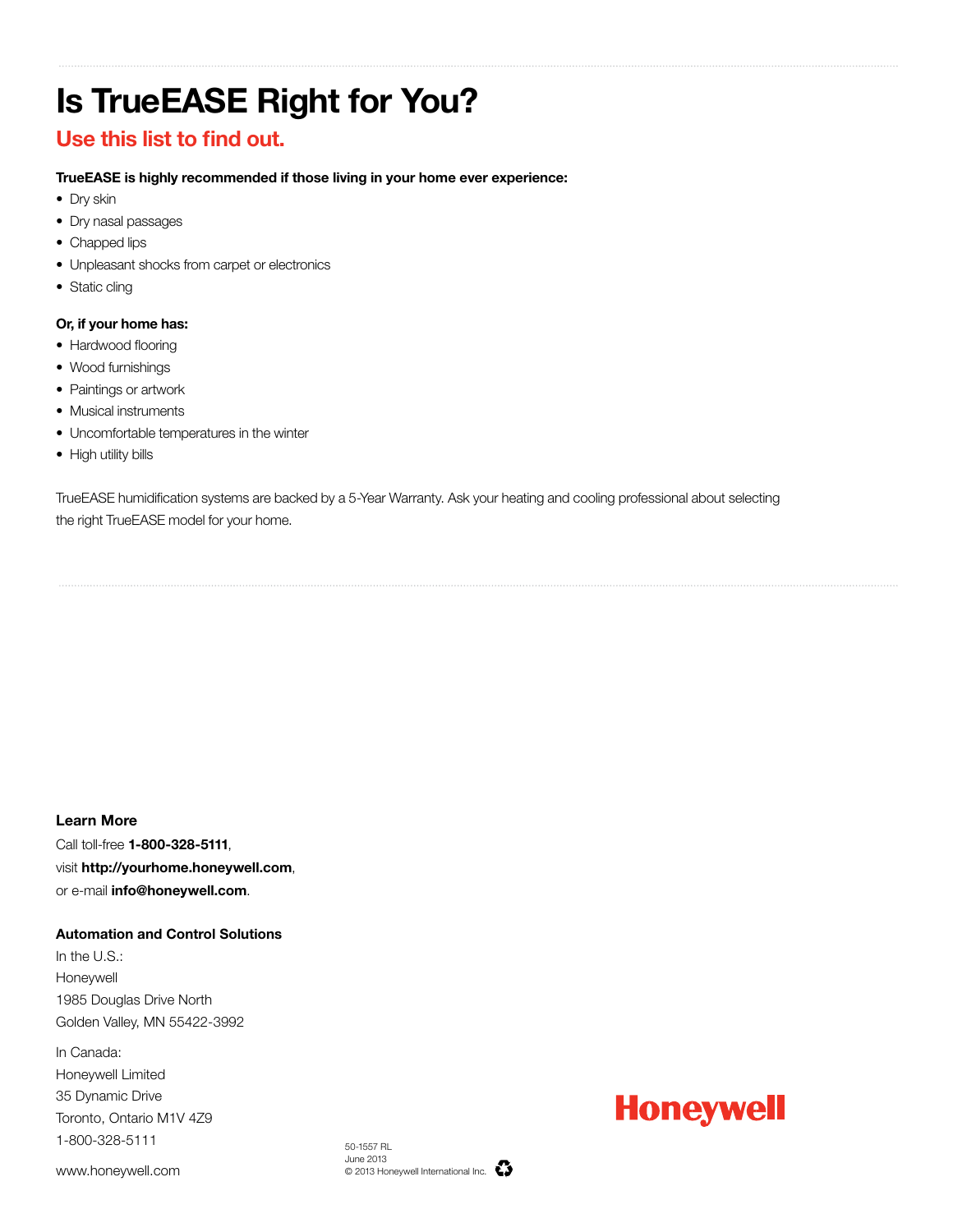# Is TrueEASE Right for You?

## Use this list to find out.

**TrueEASE is highly recommended if those living in your home ever experience:**

- Dry skin
- Dry nasal passages
- Chapped lips
- Unpleasant shocks from carpet or electronics
- Static cling

**Or, if your home has:**

- Hardwood flooring
- Wood furnishings
- Paintings or artwork
- Musical instruments
- Uncomfortable temperatures in the winter
- High utility bills

TrueEASE humidification systems are backed by a 5-Year Warranty. Ask your heating and cooling professional about selecting the right TrueEASE model for your home.

**Learn More**

Call toll-free **1-800-328-5111**,
visit **http://yourhome.honeywell.com**,
or e-mail **info@honeywell.com**.

**Automation and Control Solutions**

In the U.S.:
Honeywell
1985 Douglas Drive North
Golden Valley, MN 55422-3992

In Canada:
Honeywell Limited
35 Dynamic Drive
Toronto, Ontario M1V 4Z9
1-800-328-5111

www.honeywell.com

50-1557 RL
June 2013
© 2013 Honeywell International Inc.

Honeywell